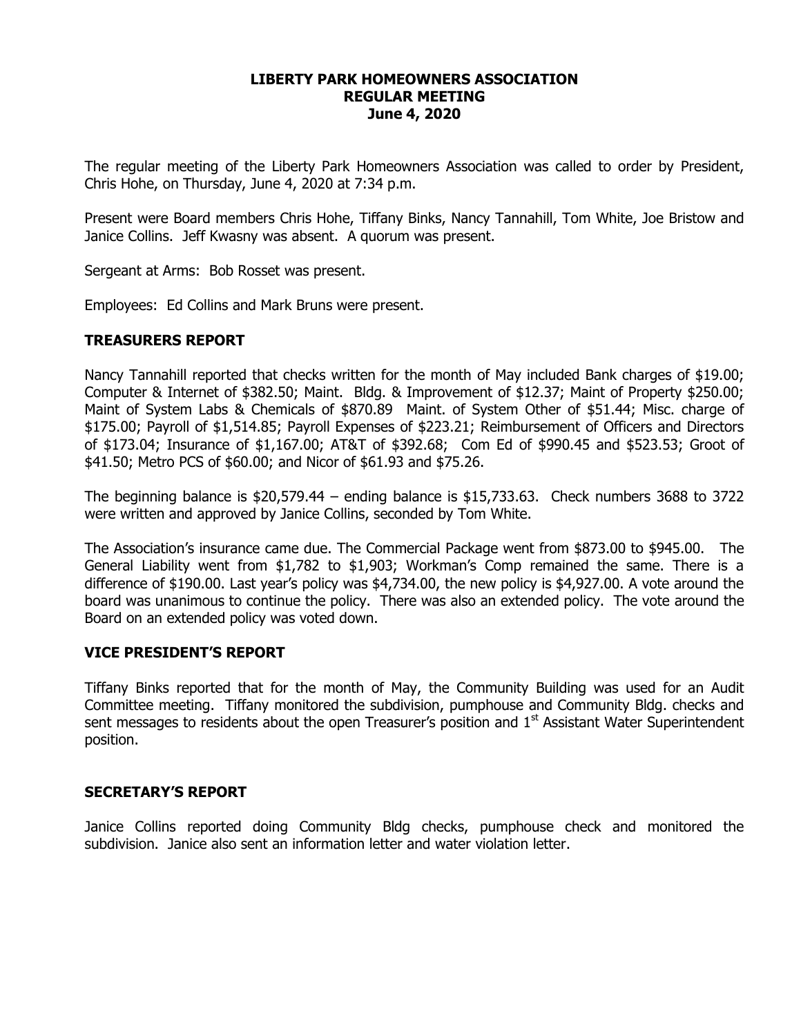**LIBERTY PARK HOMEOWNERS ASSOCIATION**
**REGULAR MEETING**
**June 4, 2020**

The regular meeting of the Liberty Park Homeowners Association was called to order by President, Chris Hohe, on Thursday, June 4, 2020 at 7:34 p.m.

Present were Board members Chris Hohe, Tiffany Binks, Nancy Tannahill, Tom White, Joe Bristow and Janice Collins. Jeff Kwasny was absent. A quorum was present.

Sergeant at Arms: Bob Rosset was present.

Employees: Ed Collins and Mark Bruns were present.

## TREASURERS REPORT

Nancy Tannahill reported that checks written for the month of May included Bank charges of $19.00; Computer & Internet of $382.50; Maint. Bldg. & Improvement of $12.37; Maint of Property $250.00; Maint of System Labs & Chemicals of $870.89 Maint. of System Other of $51.44; Misc. charge of $175.00; Payroll of $1,514.85; Payroll Expenses of $223.21; Reimbursement of Officers and Directors of $173.04; Insurance of $1,167.00; AT&T of $392.68; Com Ed of $990.45 and $523.53; Groot of $41.50; Metro PCS of $60.00; and Nicor of $61.93 and $75.26.

The beginning balance is $20,579.44 – ending balance is $15,733.63. Check numbers 3688 to 3722 were written and approved by Janice Collins, seconded by Tom White.

The Association's insurance came due. The Commercial Package went from $873.00 to $945.00. The General Liability went from $1,782 to $1,903; Workman's Comp remained the same. There is a difference of $190.00. Last year's policy was $4,734.00, the new policy is $4,927.00. A vote around the board was unanimous to continue the policy. There was also an extended policy. The vote around the Board on an extended policy was voted down.

## VICE PRESIDENT'S REPORT

Tiffany Binks reported that for the month of May, the Community Building was used for an Audit Committee meeting. Tiffany monitored the subdivision, pumphouse and Community Bldg. checks and sent messages to residents about the open Treasurer's position and 1st Assistant Water Superintendent position.

## SECRETARY'S REPORT

Janice Collins reported doing Community Bldg checks, pumphouse check and monitored the subdivision. Janice also sent an information letter and water violation letter.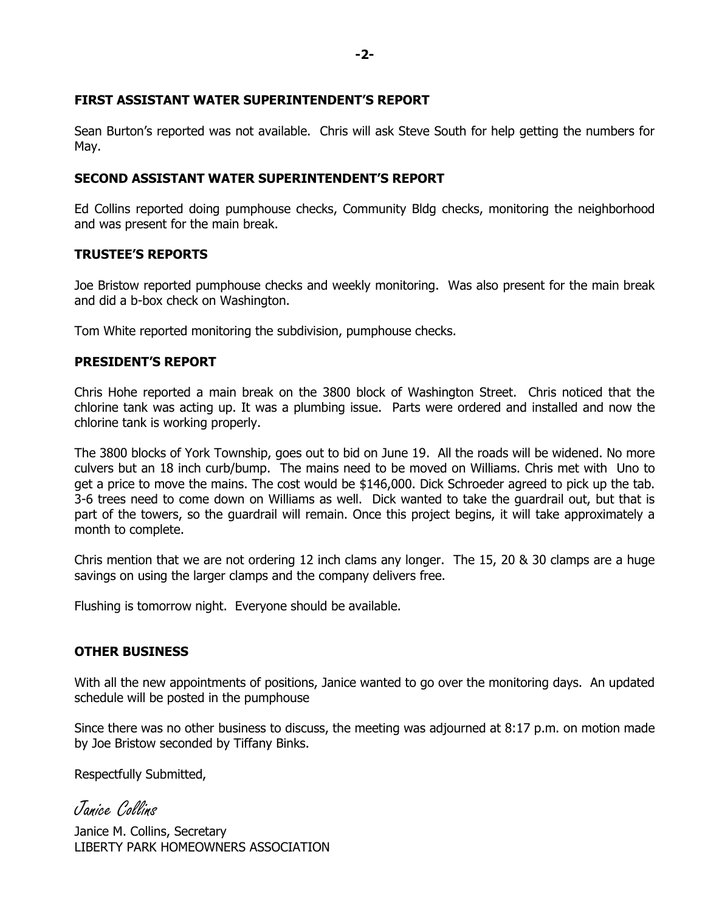## FIRST ASSISTANT WATER SUPERINTENDENT'S REPORT

Sean Burton's reported was not available. Chris will ask Steve South for help getting the numbers for May.

## SECOND ASSISTANT WATER SUPERINTENDENT'S REPORT

Ed Collins reported doing pumphouse checks, Community Bldg checks, monitoring the neighborhood and was present for the main break.

## TRUSTEE'S REPORTS

Joe Bristow reported pumphouse checks and weekly monitoring. Was also present for the main break and did a b-box check on Washington.

Tom White reported monitoring the subdivision, pumphouse checks.

## PRESIDENT'S REPORT

Chris Hohe reported a main break on the 3800 block of Washington Street. Chris noticed that the chlorine tank was acting up. It was a plumbing issue. Parts were ordered and installed and now the chlorine tank is working properly.

The 3800 blocks of York Township, goes out to bid on June 19. All the roads will be widened. No more culvers but an 18 inch curb/bump. The mains need to be moved on Williams. Chris met with Uno to get a price to move the mains. The cost would be $146,000. Dick Schroeder agreed to pick up the tab. 3-6 trees need to come down on Williams as well. Dick wanted to take the guardrail out, but that is part of the towers, so the guardrail will remain. Once this project begins, it will take approximately a month to complete.

Chris mention that we are not ordering 12 inch clams any longer. The 15, 20 & 30 clamps are a huge savings on using the larger clamps and the company delivers free.

Flushing is tomorrow night. Everyone should be available.

## OTHER BUSINESS

With all the new appointments of positions, Janice wanted to go over the monitoring days. An updated schedule will be posted in the pumphouse

Since there was no other business to discuss, the meeting was adjourned at 8:17 p.m. on motion made by Joe Bristow seconded by Tiffany Binks.

Respectfully Submitted,

*Janice Collins*

Janice M. Collins, Secretary
LIBERTY PARK HOMEOWNERS ASSOCIATION